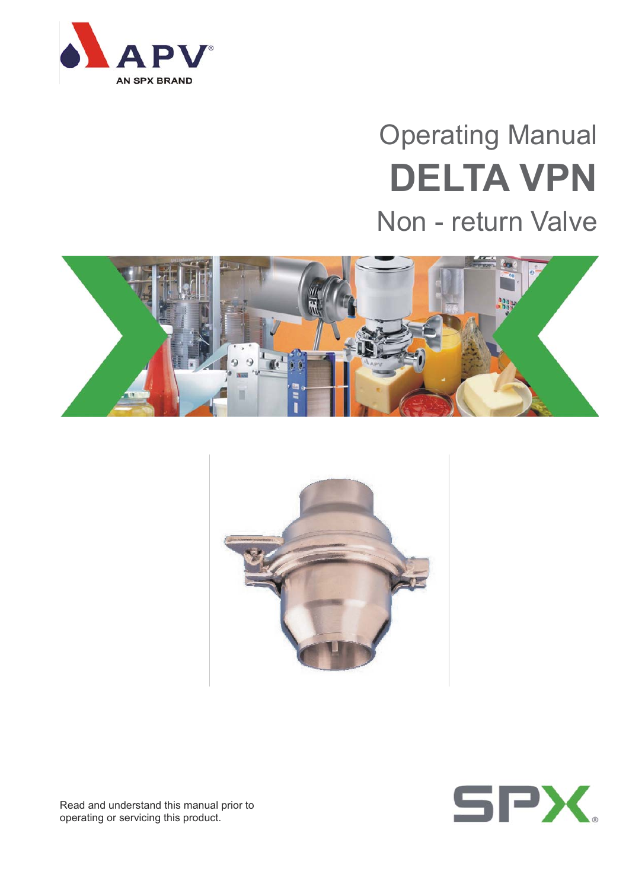APV
AN SPX BRAND

# Operating Manual
# DELTA VPN
## Non - return Valve

Read and understand this manual prior to operating or servicing this product.

SPX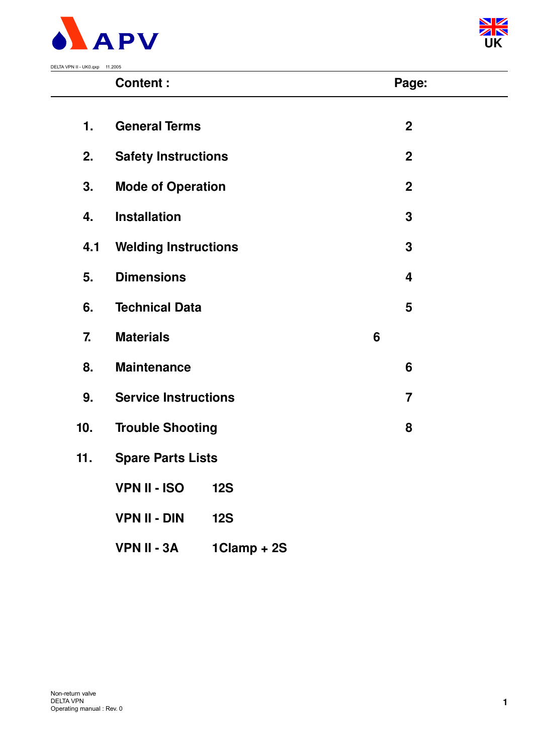DELTA VPN II - UK0.qxp 11.2005

| | Content : | | Page: |
|---|---|---|---|
| 1. | General Terms | | 2 |
| 2. | Safety Instructions | | 2 |
| 3. | Mode of Operation | | 2 |
| 4. | Installation | | 3 |
| 4.1 | Welding Instructions | | 3 |
| 5. | Dimensions | | 4 |
| 6. | Technical Data | | 5 |
| 7. | Materials | | 6 |
| 8. | Maintenance | | 6 |
| 9. | Service Instructions | | 7 |
| 10. | Trouble Shooting | | 8 |
| 11. | Spare Parts Lists | | |
| | VPN II - ISO | 12S | |
| | VPN II - DIN | 12S | |
| | VPN II - 3A | 1Clamp + 2S | |

Non-return valve
DELTA VPN
Operating manual : Rev. 0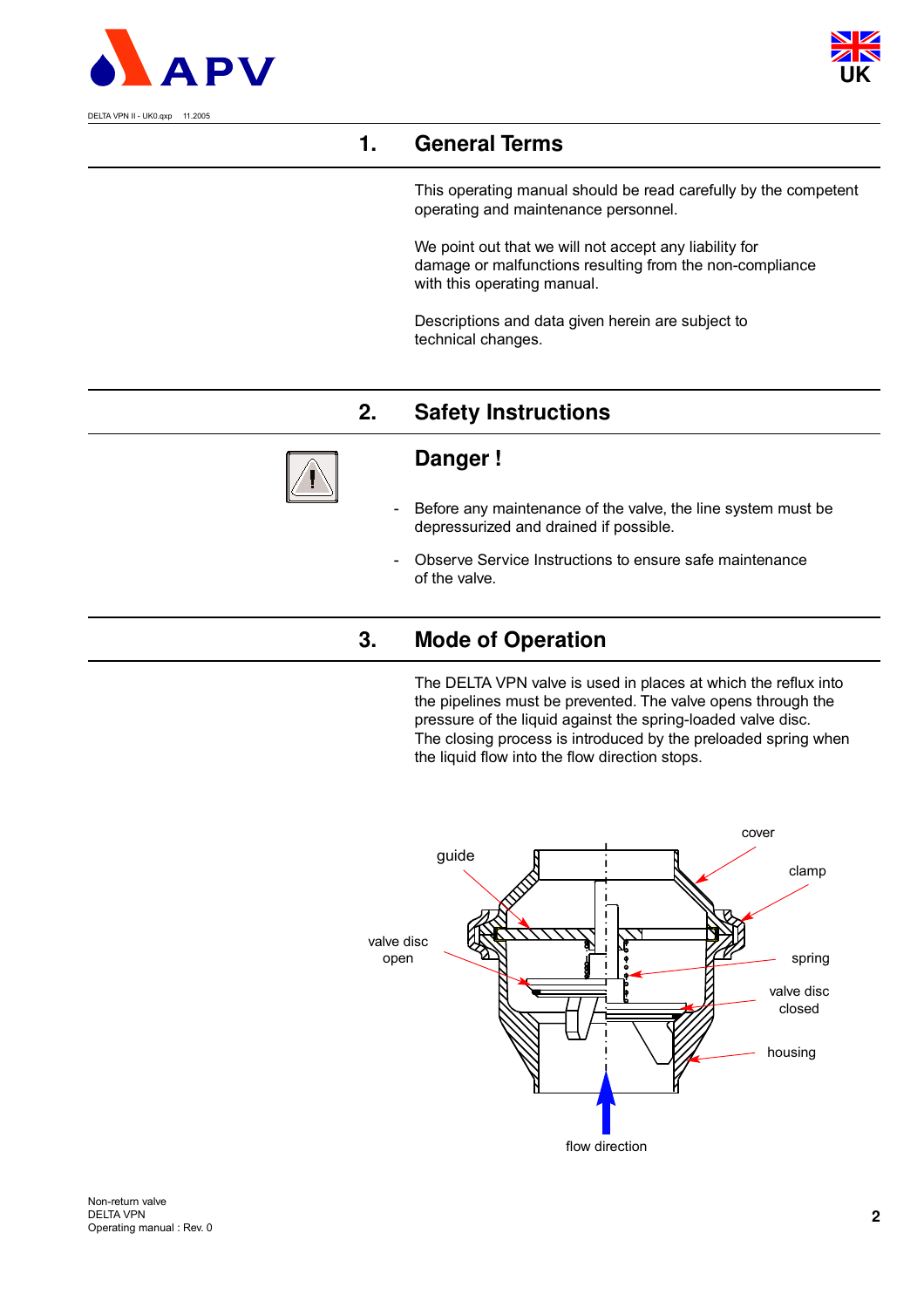## 1. General Terms

This operating manual should be read carefully by the competent operating and maintenance personnel.

We point out that we will not accept any liability for damage or malfunctions resulting from the non-compliance with this operating manual.

Descriptions and data given herein are subject to technical changes.

## 2. Safety Instructions

### Danger !

- Before any maintenance of the valve, the line system must be depressurized and drained if possible.
- Observe Service Instructions to ensure safe maintenance of the valve.

## 3. Mode of Operation

The DELTA VPN valve is used in places at which the reflux into the pipelines must be prevented. The valve opens through the pressure of the liquid against the spring-loaded valve disc. The closing process is introduced by the preloaded spring when the liquid flow into the flow direction stops.

guide
cover
clamp
valve disc open
spring
valve disc closed
housing
flow direction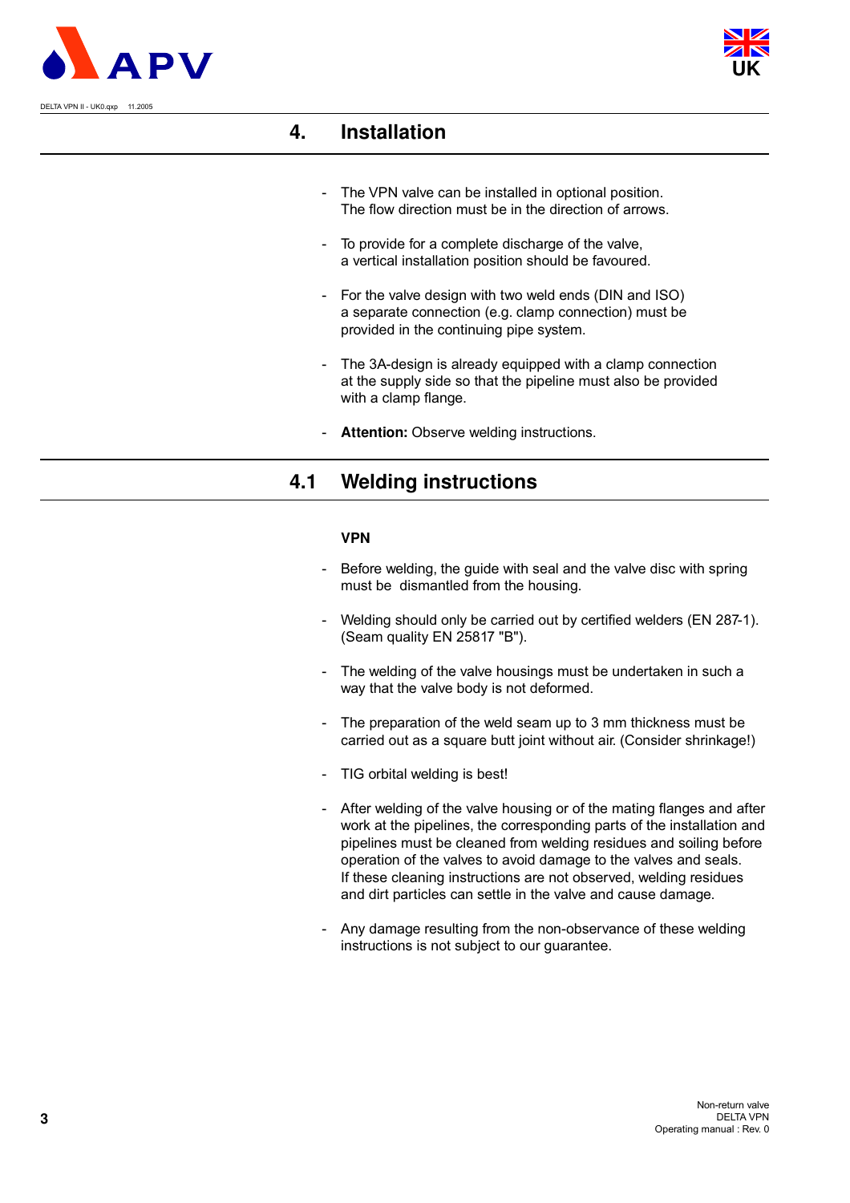# 4. Installation

- The VPN valve can be installed in optional position.
  The flow direction must be in the direction of arrows.

- To provide for a complete discharge of the valve,
  a vertical installation position should be favoured.

- For the valve design with two weld ends (DIN and ISO)
  a separate connection (e.g. clamp connection) must be
  provided in the continuing pipe system.

- The 3A-design is already equipped with a clamp connection
  at the supply side so that the pipeline must also be provided
  with a clamp flange.

- **Attention:** Observe welding instructions.

## 4.1 Welding instructions

**VPN**

- Before welding, the guide with seal and the valve disc with spring
  must be dismantled from the housing.

- Welding should only be carried out by certified welders (EN 287-1).
  (Seam quality EN 25817 "B").

- The welding of the valve housings must be undertaken in such a
  way that the valve body is not deformed.

- The preparation of the weld seam up to 3 mm thickness must be
  carried out as a square butt joint without air. (Consider shrinkage!)

- TIG orbital welding is best!

- After welding of the valve housing or of the mating flanges and after
  work at the pipelines, the corresponding parts of the installation and
  pipelines must be cleaned from welding residues and soiling before
  operation of the valves to avoid damage to the valves and seals.
  If these cleaning instructions are not observed, welding residues
  and dirt particles can settle in the valve and cause damage.

- Any damage resulting from the non-observance of these welding
  instructions is not subject to our guarantee.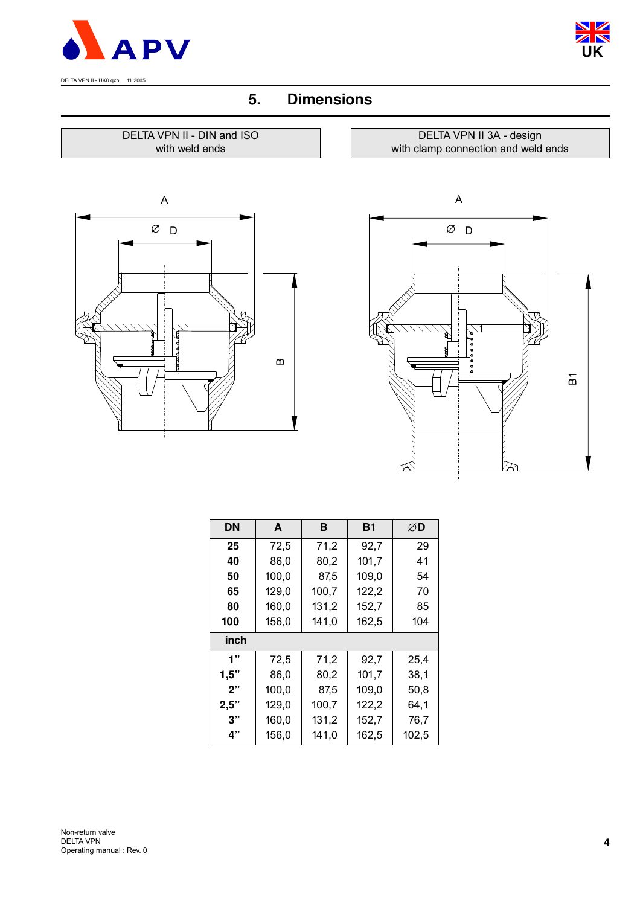## 5. Dimensions

| DELTA VPN II - DIN and ISO with weld ends | DELTA VPN II 3A - design with clamp connection and weld ends |
|---|---|

| DN | A | B | B1 | ∅D |
|---|---|---|---|---|
| **25** | 72,5 | 71,2 | 92,7 | 29 |
| **40** | 86,0 | 80,2 | 101,7 | 41 |
| **50** | 100,0 | 87,5 | 109,0 | 54 |
| **65** | 129,0 | 100,7 | 122,2 | 70 |
| **80** | 160,0 | 131,2 | 152,7 | 85 |
| **100** | 156,0 | 141,0 | 162,5 | 104 |
| **inch** | | | | |
| **1"** | 72,5 | 71,2 | 92,7 | 25,4 |
| **1,5"** | 86,0 | 80,2 | 101,7 | 38,1 |
| **2"** | 100,0 | 87,5 | 109,0 | 50,8 |
| **2,5"** | 129,0 | 100,7 | 122,2 | 64,1 |
| **3"** | 160,0 | 131,2 | 152,7 | 76,7 |
| **4"** | 156,0 | 141,0 | 162,5 | 102,5 |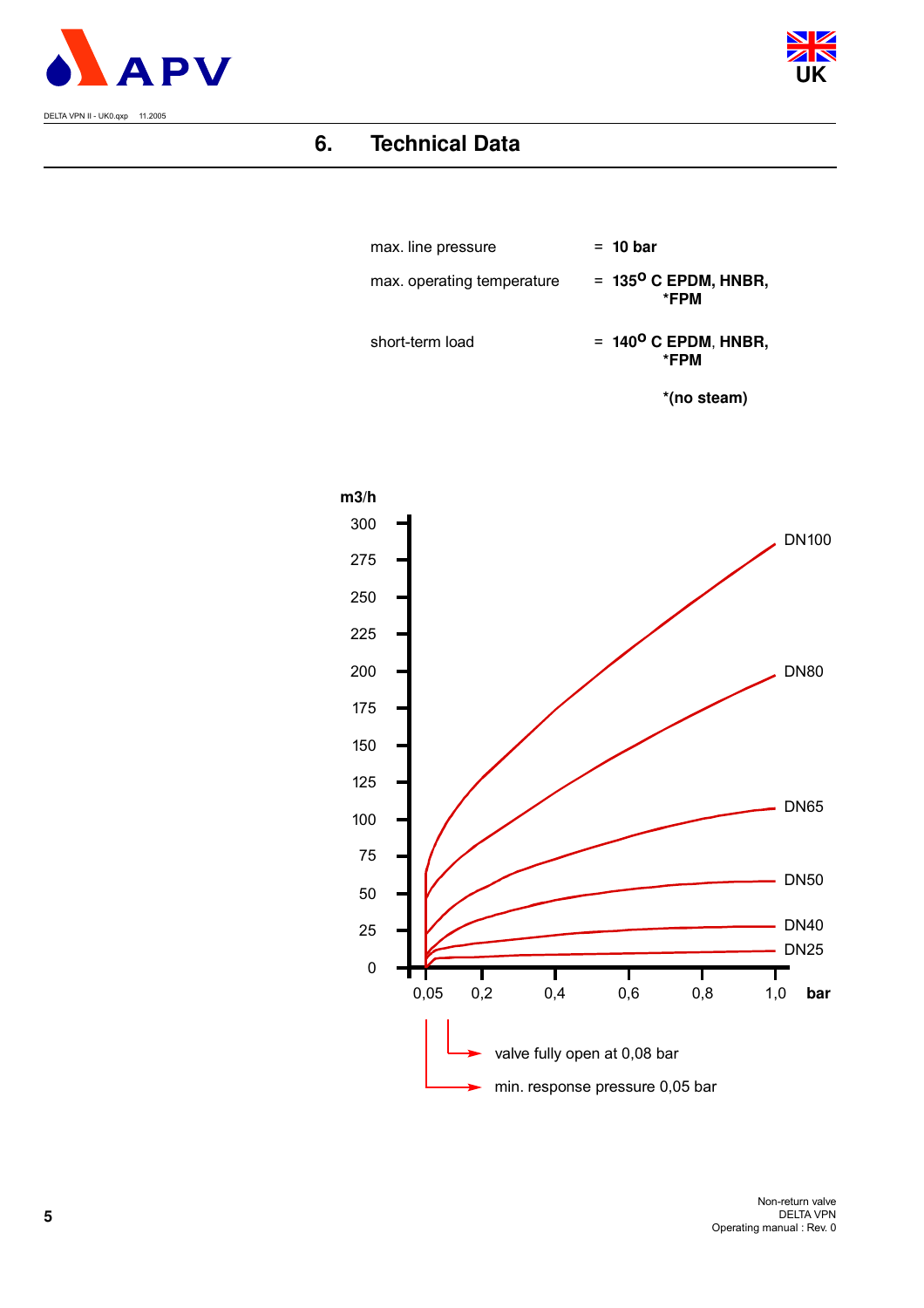# 6. Technical Data

| | | |
|---|---|---|
| max. line pressure | = | **10 bar** |
| max. operating temperature | = | **135$^{O}$ C EPDM, HNBR, *FPM** |
| short-term load | = | **140$^{O}$ C EPDM, HNBR, *FPM** |

***(no steam)**

m3/h

300, 275, 250, 225, 200, 175, 150, 125, 100, 75, 50, 25, 0

DN100, DN80, DN65, DN50, DN40, DN25

0,05 0,2 0,4 0,6 0,8 1,0 **bar**

valve fully open at 0,08 bar

min. response pressure 0,05 bar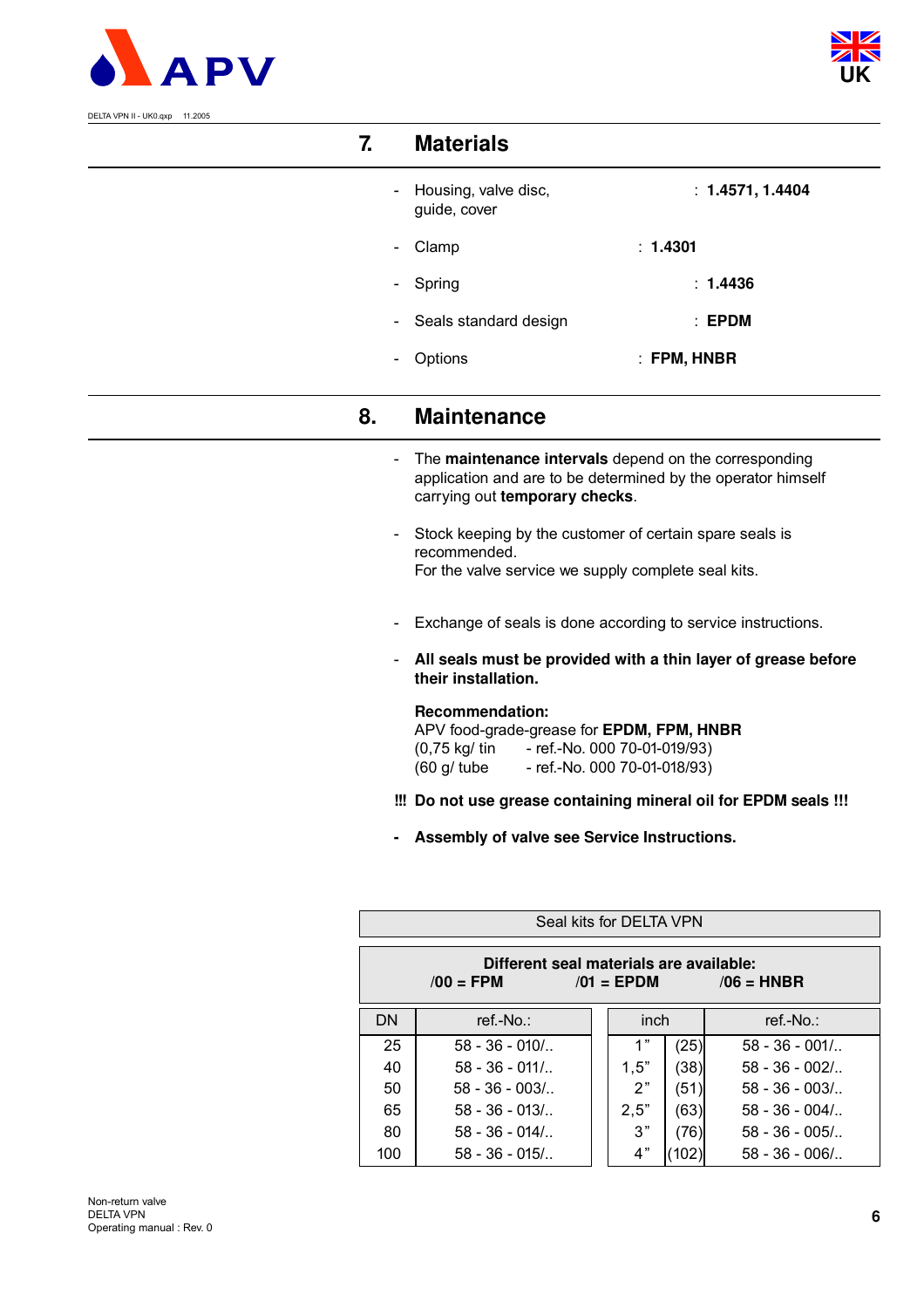## 7. Materials

- Housing, valve disc, guide, cover : **1.4571, 1.4404**
- Clamp : **1.4301**
- Spring : **1.4436**
- Seals standard design : **EPDM**
- Options : **FPM, HNBR**

## 8. Maintenance

- The **maintenance intervals** depend on the corresponding application and are to be determined by the operator himself carrying out **temporary checks**.
- Stock keeping by the customer of certain spare seals is recommended.
  For the valve service we supply complete seal kits.
- Exchange of seals is done according to service instructions.
- **All seals must be provided with a thin layer of grease before their installation.**

  **Recommendation:**
  APV food-grade-grease for **EPDM, FPM, HNBR**
  (0,75 kg/ tin - ref.-No. 000 70-01-019/93)
  (60 g/ tube - ref.-No. 000 70-01-018/93)

**!!! Do not use grease containing mineral oil for EPDM seals !!!**

- **Assembly of valve see Service Instructions.**

Seal kits for DELTA VPN

**Different seal materials are available:**
**/00 = FPM** **/01 = EPDM** **/06 = HNBR**

| DN | ref.-No.: | inch | | ref.-No.: |
|---|---|---|---|---|
| 25 | 58 - 36 - 010/.. | 1" | (25) | 58 - 36 - 001/.. |
| 40 | 58 - 36 - 011/.. | 1,5" | (38) | 58 - 36 - 002/.. |
| 50 | 58 - 36 - 003/.. | 2" | (51) | 58 - 36 - 003/.. |
| 65 | 58 - 36 - 013/.. | 2,5" | (63) | 58 - 36 - 004/.. |
| 80 | 58 - 36 - 014/.. | 3" | (76) | 58 - 36 - 005/.. |
| 100 | 58 - 36 - 015/.. | 4" | (102) | 58 - 36 - 006/.. |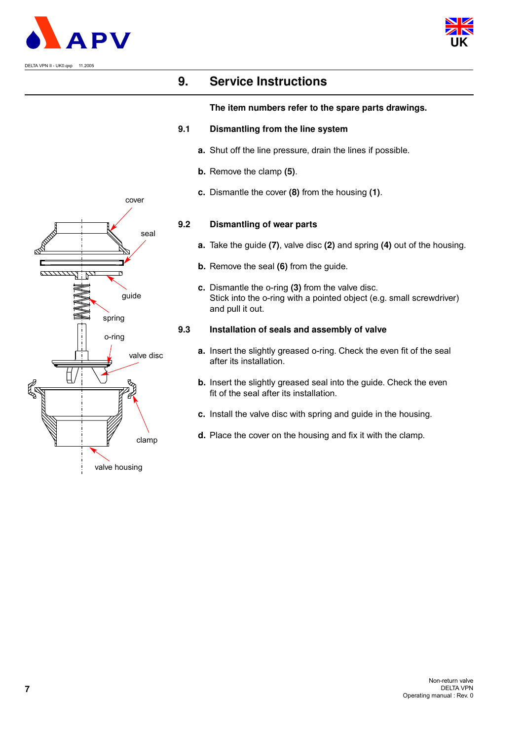# 9. Service Instructions

**The item numbers refer to the spare parts drawings.**

## 9.1 Dismantling from the line system

**a.** Shut off the line pressure, drain the lines if possible.

**b.** Remove the clamp **(5)**.

**c.** Dismantle the cover **(8)** from the housing **(1)**.

## 9.2 Dismantling of wear parts

**a.** Take the guide **(7)**, valve disc **(2)** and spring **(4)** out of the housing.

**b.** Remove the seal **(6)** from the guide.

**c.** Dismantle the o-ring **(3)** from the valve disc.
Stick into the o-ring with a pointed object (e.g. small screwdriver) and pull it out.

## 9.3 Installation of seals and assembly of valve

**a.** Insert the slightly greased o-ring. Check the even fit of the seal after its installation.

**b.** Insert the slightly greased seal into the guide. Check the even fit of the seal after its installation.

**c.** Install the valve disc with spring and guide in the housing.

**d.** Place the cover on the housing and fix it with the clamp.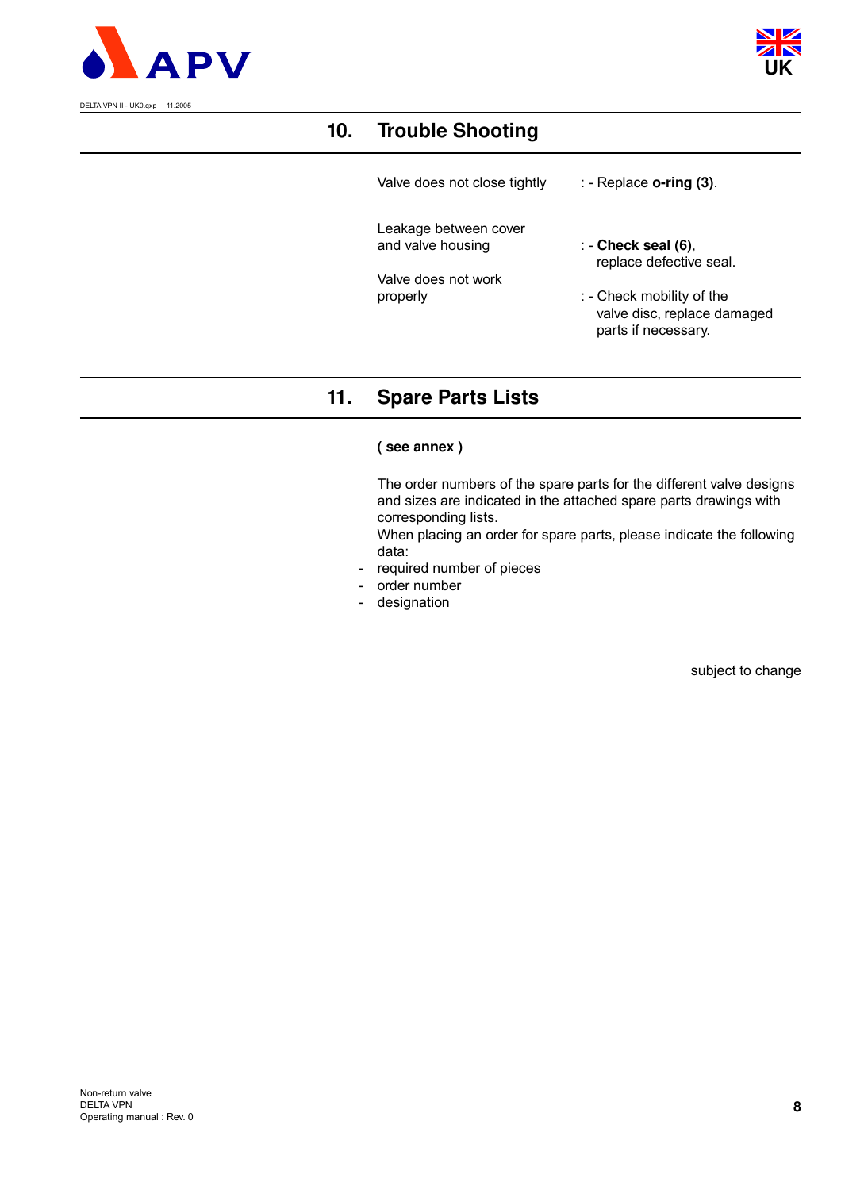## 10. Trouble Shooting

| | |
|---|---|
| Valve does not close tightly | : - Replace **o-ring (3)**. |
| Leakage between cover and valve housing | : - **Check seal (6)**, replace defective seal. |
| Valve does not work properly | : - Check mobility of the valve disc, replace damaged parts if necessary. |

## 11. Spare Parts Lists

**( see annex )**

The order numbers of the spare parts for the different valve designs and sizes are indicated in the attached spare parts drawings with corresponding lists.
When placing an order for spare parts, please indicate the following data:

- required number of pieces
- order number
- designation

subject to change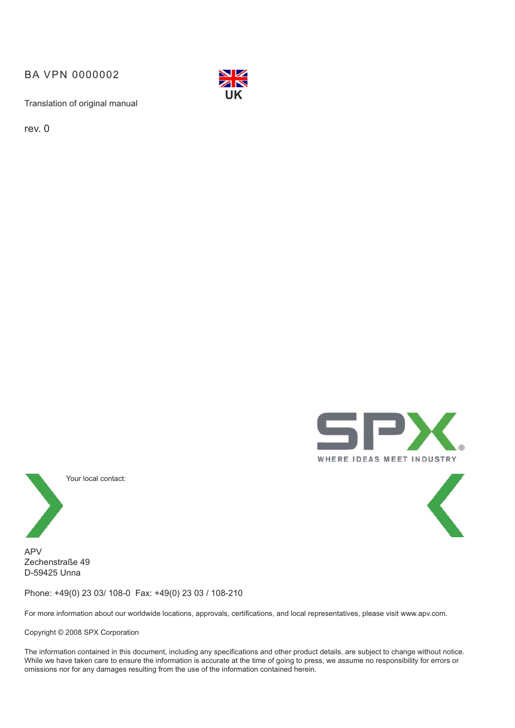BA VPN 0000002

UK

Translation of original manual

rev. 0

WHERE IDEAS MEET INDUSTRY

Your local contact:

APV
Zechenstraße 49
D-59425 Unna

Phone: +49(0) 23 03/ 108-0 Fax: +49(0) 23 03 / 108-210

For more information about our worldwide locations, approvals, certifications, and local representatives, please visit www.apv.com.

Copyright © 2008 SPX Corporation

The information contained in this document, including any specifications and other product details, are subject to change without notice. While we have taken care to ensure the information is accurate at the time of going to press, we assume no responsibility for errors or omissions nor for any damages resulting from the use of the information contained herein.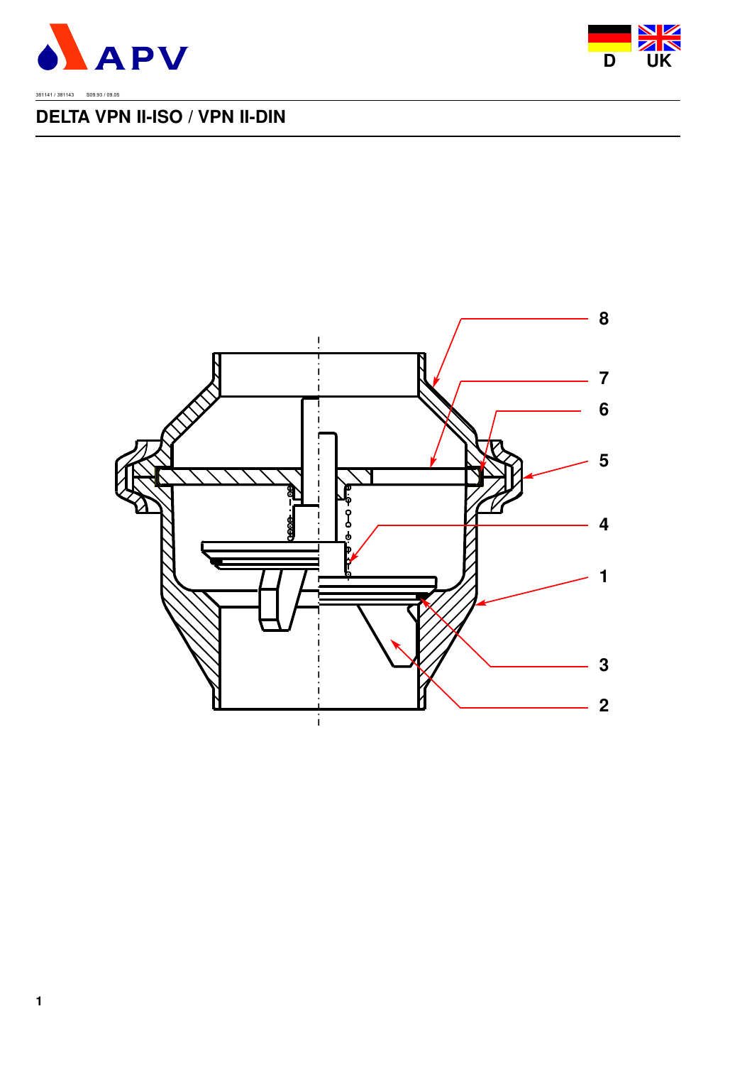381141 / 381143 S09.93 / 09.05

## DELTA VPN II-ISO / VPN II-DIN

8

7

6

5

4

1

3

2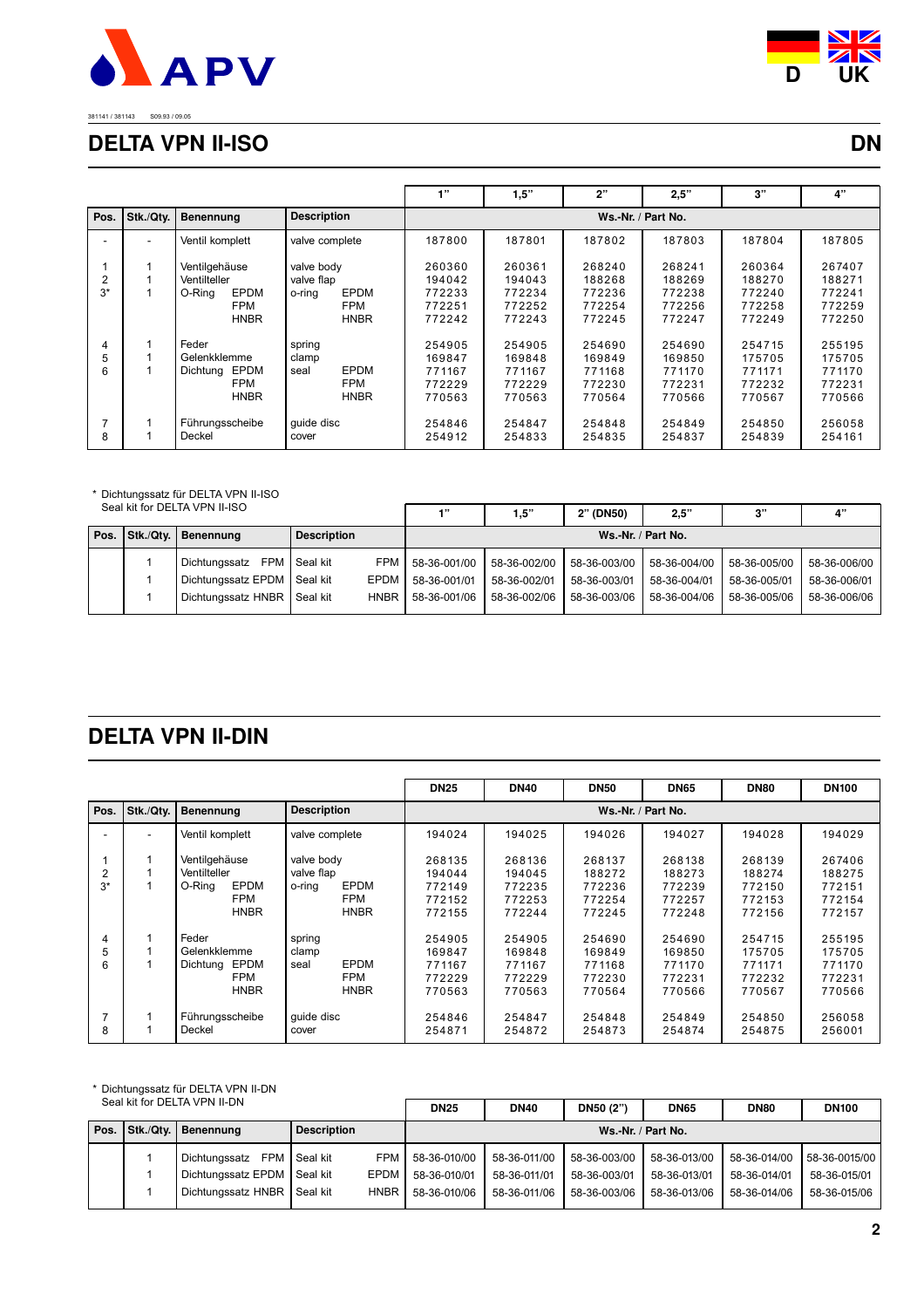381141 / 381143 S09.93 / 09.05

# DELTA VPN II-ISO

**DN**

| Pos. | Stk./Qty. | Benennung | Description | 1" | 1,5" | 2" | 2,5" | 3" | 4" |
|---|---|---|---|---|---|---|---|---|---|
| | | | | Ws.-Nr. / Part No. | | | | | |
| - | - | Ventil komplett | valve complete | 187800 | 187801 | 187802 | 187803 | 187804 | 187805 |
| 1 | 1 | Ventilgehäuse | valve body | 260360 | 260361 | 268240 | 268241 | 260364 | 267407 |
| 2 | 1 | Ventilteller | valve flap | 194042 | 194043 | 188268 | 188269 | 188270 | 188271 |
| 3* | 1 | O-Ring EPDM | o-ring EPDM | 772233 | 772234 | 772236 | 772238 | 772240 | 772241 |
| | | FPM | FPM | 772251 | 772252 | 772254 | 772256 | 772258 | 772259 |
| | | HNBR | HNBR | 772242 | 772243 | 772245 | 772247 | 772249 | 772250 |
| 4 | 1 | Feder | spring | 254905 | 254905 | 254690 | 254690 | 254715 | 255195 |
| 5 | 1 | Gelenkklemme | clamp | 169847 | 169848 | 169849 | 169850 | 175705 | 175705 |
| 6 | 1 | Dichtung EPDM | seal EPDM | 771167 | 771167 | 771168 | 771170 | 771171 | 771170 |
| | | FPM | FPM | 772229 | 772229 | 772230 | 772231 | 772232 | 772231 |
| | | HNBR | HNBR | 770563 | 770563 | 770564 | 770566 | 770567 | 770566 |
| 7 | 1 | Führungsscheibe | guide disc | 254846 | 254847 | 254848 | 254849 | 254850 | 256058 |
| 8 | 1 | Deckel | cover | 254912 | 254833 | 254835 | 254837 | 254839 | 254161 |

\* Dichtungssatz für DELTA VPN II-ISO
Seal kit for DELTA VPN II-ISO

| Pos. | Stk./Qty. | Benennung | Description | 1" | 1,5" | 2" (DN50) | 2,5" | 3" | 4" |
|---|---|---|---|---|---|---|---|---|---|
| | | | | Ws.-Nr. / Part No. | | | | | |
| | 1 | Dichtungssatz FPM | Seal kit FPM | 58-36-001/00 | 58-36-002/00 | 58-36-003/00 | 58-36-004/00 | 58-36-005/00 | 58-36-006/00 |
| | 1 | Dichtungssatz EPDM | Seal kit EPDM | 58-36-001/01 | 58-36-002/01 | 58-36-003/01 | 58-36-004/01 | 58-36-005/01 | 58-36-006/01 |
| | 1 | Dichtungssatz HNBR | Seal kit HNBR | 58-36-001/06 | 58-36-002/06 | 58-36-003/06 | 58-36-004/06 | 58-36-005/06 | 58-36-006/06 |

# DELTA VPN II-DIN

| Pos. | Stk./Qty. | Benennung | Description | DN25 | DN40 | DN50 | DN65 | DN80 | DN100 |
|---|---|---|---|---|---|---|---|---|---|
| | | | | Ws.-Nr. / Part No. | | | | | |
| - | - | Ventil komplett | valve complete | 194024 | 194025 | 194026 | 194027 | 194028 | 194029 |
| 1 | 1 | Ventilgehäuse | valve body | 268135 | 268136 | 268137 | 268138 | 268139 | 267406 |
| 2 | 1 | Ventilteller | valve flap | 194044 | 194045 | 188272 | 188273 | 188274 | 188275 |
| 3* | 1 | O-Ring EPDM | o-ring EPDM | 772149 | 772235 | 772236 | 772239 | 772150 | 772151 |
| | | FPM | FPM | 772152 | 772253 | 772254 | 772257 | 772153 | 772154 |
| | | HNBR | HNBR | 772155 | 772244 | 772245 | 772248 | 772156 | 772157 |
| 4 | 1 | Feder | spring | 254905 | 254905 | 254690 | 254690 | 254715 | 255195 |
| 5 | 1 | Gelenkklemme | clamp | 169847 | 169848 | 169849 | 169850 | 175705 | 175705 |
| 6 | 1 | Dichtung EPDM | seal EPDM | 771167 | 771167 | 771168 | 771170 | 771171 | 771170 |
| | | FPM | FPM | 772229 | 772229 | 772230 | 772231 | 772232 | 772231 |
| | | HNBR | HNBR | 770563 | 770563 | 770564 | 770566 | 770567 | 770566 |
| 7 | 1 | Führungsscheibe | guide disc | 254846 | 254847 | 254848 | 254849 | 254850 | 256058 |
| 8 | 1 | Deckel | cover | 254871 | 254872 | 254873 | 254874 | 254875 | 256001 |

\* Dichtungssatz für DELTA VPN II-DN
Seal kit for DELTA VPN II-DN

| Pos. | Stk./Qty. | Benennung | Description | DN25 | DN40 | DN50 (2") | DN65 | DN80 | DN100 |
|---|---|---|---|---|---|---|---|---|---|
| | | | | Ws.-Nr. / Part No. | | | | | |
| | 1 | Dichtungssatz FPM | Seal kit FPM | 58-36-010/00 | 58-36-011/00 | 58-36-003/00 | 58-36-013/00 | 58-36-014/00 | 58-36-0015/00 |
| | 1 | Dichtungssatz EPDM | Seal kit EPDM | 58-36-010/01 | 58-36-011/01 | 58-36-003/01 | 58-36-013/01 | 58-36-014/01 | 58-36-015/01 |
| | 1 | Dichtungssatz HNBR | Seal kit HNBR | 58-36-010/06 | 58-36-011/06 | 58-36-003/06 | 58-36-013/06 | 58-36-014/06 | 58-36-015/06 |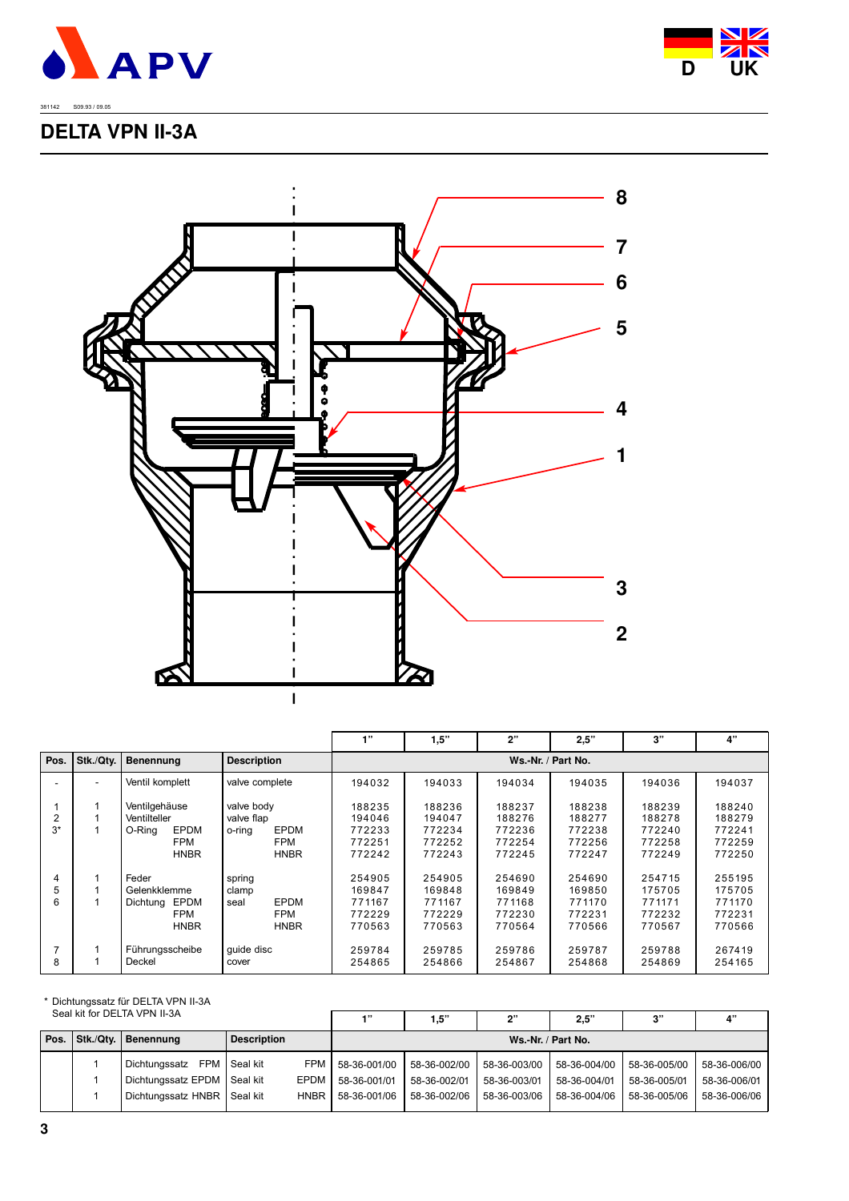APV

D UK

381142 S09.93 / 09.05

# DELTA VPN II-3A

8
7
6
5
4
1
3
2

| Pos. | Stk./Qty. | Benennung | Description | 1" | 1,5" | 2" | 2,5" | 3" | 4" |
|---|---|---|---|---|---|---|---|---|---|
| | | | | Ws.-Nr. / Part No. | | | | | |
| - | - | Ventil komplett | valve complete | 194032 | 194033 | 194034 | 194035 | 194036 | 194037 |
| 1 | 1 | Ventilgehäuse | valve body | 188235 | 188236 | 188237 | 188238 | 188239 | 188240 |
| 2 | 1 | Ventilteller | valve flap | 194046 | 194047 | 188276 | 188277 | 188278 | 188279 |
| 3* | 1 | O-Ring EPDM | o-ring EPDM | 772233 | 772234 | 772236 | 772238 | 772240 | 772241 |
| | | FPM | FPM | 772251 | 772252 | 772254 | 772256 | 772258 | 772259 |
| | | HNBR | HNBR | 772242 | 772243 | 772245 | 772247 | 772249 | 772250 |
| 4 | 1 | Feder | spring | 254905 | 254905 | 254690 | 254690 | 254715 | 255195 |
| 5 | 1 | Gelenkklemme | clamp | 169847 | 169848 | 169849 | 169850 | 175705 | 175705 |
| 6 | 1 | Dichtung EPDM | seal EPDM | 771167 | 771167 | 771168 | 771170 | 771171 | 771170 |
| | | FPM | FPM | 772229 | 772229 | 772230 | 772231 | 772232 | 772231 |
| | | HNBR | HNBR | 770563 | 770563 | 770564 | 770566 | 770567 | 770566 |
| 7 | 1 | Führungsscheibe | guide disc | 259784 | 259785 | 259786 | 259787 | 259788 | 267419 |
| 8 | 1 | Deckel | cover | 254865 | 254866 | 254867 | 254868 | 254869 | 254165 |

\* Dichtungssatz für DELTA VPN II-3A
Seal kit for DELTA VPN II-3A

| Pos. | Stk./Qty. | Benennung | Description | 1" | 1,5" | 2" | 2,5" | 3" | 4" |
|---|---|---|---|---|---|---|---|---|---|
| | | | | Ws.-Nr. / Part No. | | | | | |
| | 1 | Dichtungssatz FPM | Seal kit FPM | 58-36-001/00 | 58-36-002/00 | 58-36-003/00 | 58-36-004/00 | 58-36-005/00 | 58-36-006/00 |
| | 1 | Dichtungssatz EPDM | Seal kit EPDM | 58-36-001/01 | 58-36-002/01 | 58-36-003/01 | 58-36-004/01 | 58-36-005/01 | 58-36-006/01 |
| | 1 | Dichtungssatz HNBR | Seal kit HNBR | 58-36-001/06 | 58-36-002/06 | 58-36-003/06 | 58-36-004/06 | 58-36-005/06 | 58-36-006/06 |